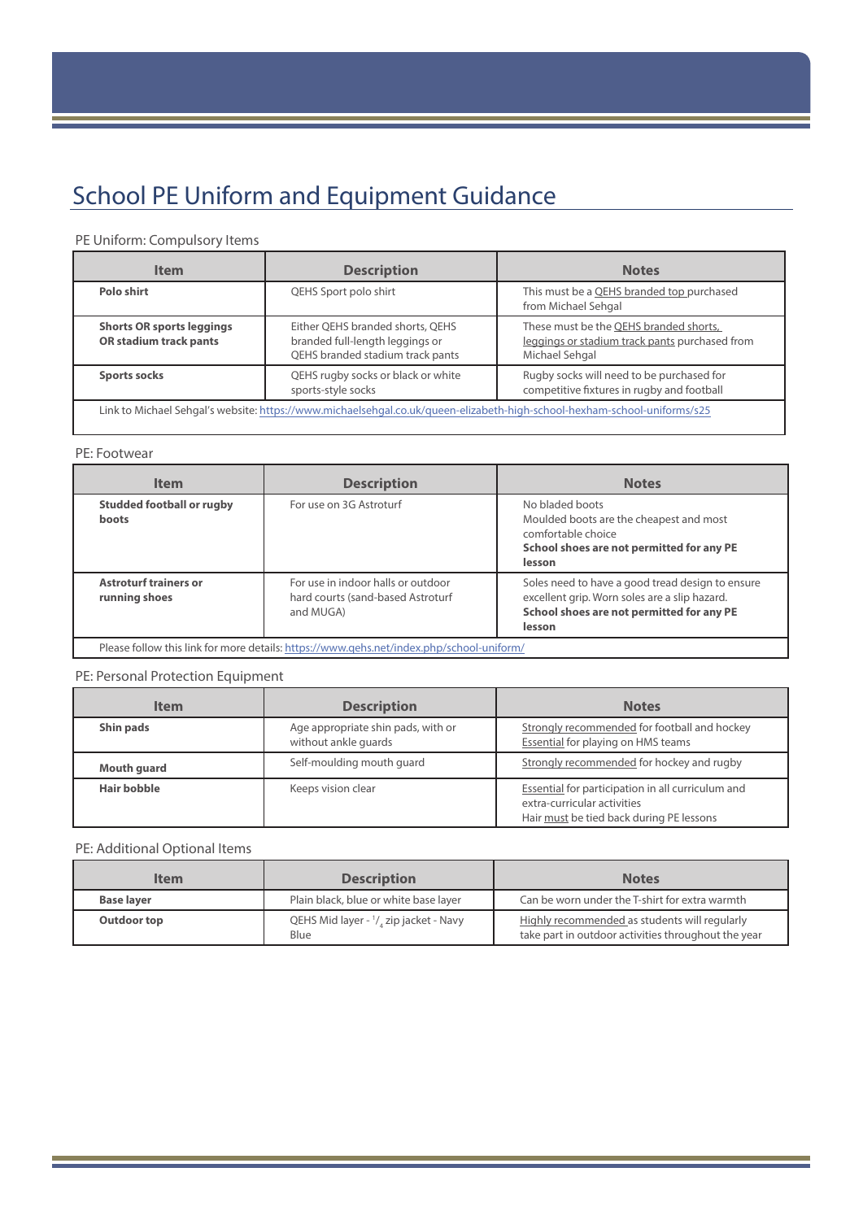# School PE Uniform and Equipment Guidance

PE Uniform: Compulsory Items

| Item | Description | Notes |
|---|---|---|
| **Polo shirt** | QEHS Sport polo shirt | This must be a QEHS branded top purchased from Michael Sehgal |
| **Shorts OR sports leggings OR stadium track pants** | Either QEHS branded shorts, QEHS branded full-length leggings or QEHS branded stadium track pants | These must be the QEHS branded shorts, leggings or stadium track pants purchased from Michael Sehgal |
| **Sports socks** | QEHS rugby socks or black or white sports-style socks | Rugby socks will need to be purchased for competitive fixtures in rugby and football |
| Link to Michael Sehgal's website: https://www.michaelsehgal.co.uk/queen-elizabeth-high-school-hexham-school-uniforms/s25 | | |

PE: Footwear

| Item | Description | Notes |
|---|---|---|
| **Studded football or rugby boots** | For use on 3G Astroturf | No bladed boots<br>Moulded boots are the cheapest and most comfortable choice<br>**School shoes are not permitted for any PE lesson** |
| **Astroturf trainers or running shoes** | For use in indoor halls or outdoor hard courts (sand-based Astroturf and MUGA) | Soles need to have a good tread design to ensure excellent grip. Worn soles are a slip hazard.<br>**School shoes are not permitted for any PE lesson** |
| Please follow this link for more details: https://www.qehs.net/index.php/school-uniform/ | | |

PE: Personal Protection Equipment

| Item | Description | Notes |
|---|---|---|
| **Shin pads** | Age appropriate shin pads, with or without ankle guards | Strongly recommended for football and hockey<br>Essential for playing on HMS teams |
| **Mouth guard** | Self-moulding mouth guard | Strongly recommended for hockey and rugby |
| **Hair bobble** | Keeps vision clear | Essential for participation in all curriculum and extra-curricular activities<br>Hair must be tied back during PE lessons |

PE: Additional Optional Items

| Item | Description | Notes |
|---|---|---|
| **Base layer** | Plain black, blue or white base layer | Can be worn under the T-shirt for extra warmth |
| **Outdoor top** | QEHS Mid layer - 1/4 zip jacket - Navy Blue | Highly recommended as students will regularly take part in outdoor activities throughout the year |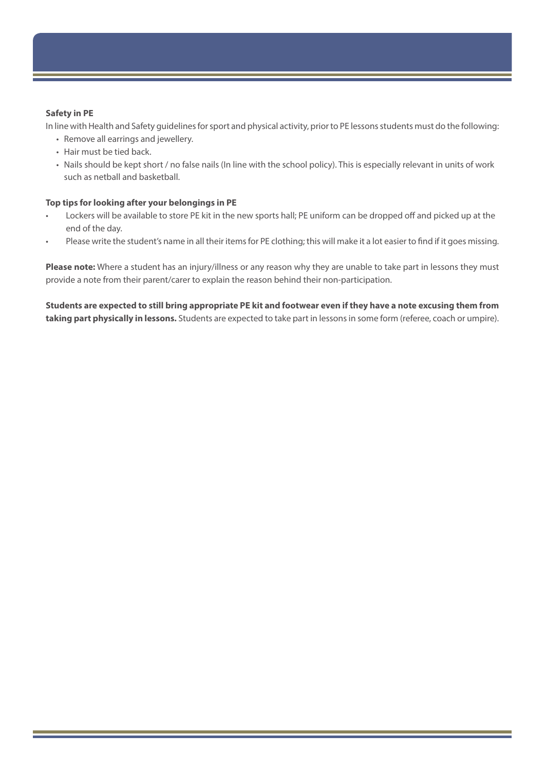**Safety in PE**

In line with Health and Safety guidelines for sport and physical activity, prior to PE lessons students must do the following:

- Remove all earrings and jewellery.
- Hair must be tied back.
- Nails should be kept short / no false nails (In line with the school policy). This is especially relevant in units of work such as netball and basketball.

**Top tips for looking after your belongings in PE**

- Lockers will be available to store PE kit in the new sports hall; PE uniform can be dropped off and picked up at the end of the day.
- Please write the student's name in all their items for PE clothing; this will make it a lot easier to find if it goes missing.

**Please note:** Where a student has an injury/illness or any reason why they are unable to take part in lessons they must provide a note from their parent/carer to explain the reason behind their non-participation.

**Students are expected to still bring appropriate PE kit and footwear even if they have a note excusing them from taking part physically in lessons.** Students are expected to take part in lessons in some form (referee, coach or umpire).